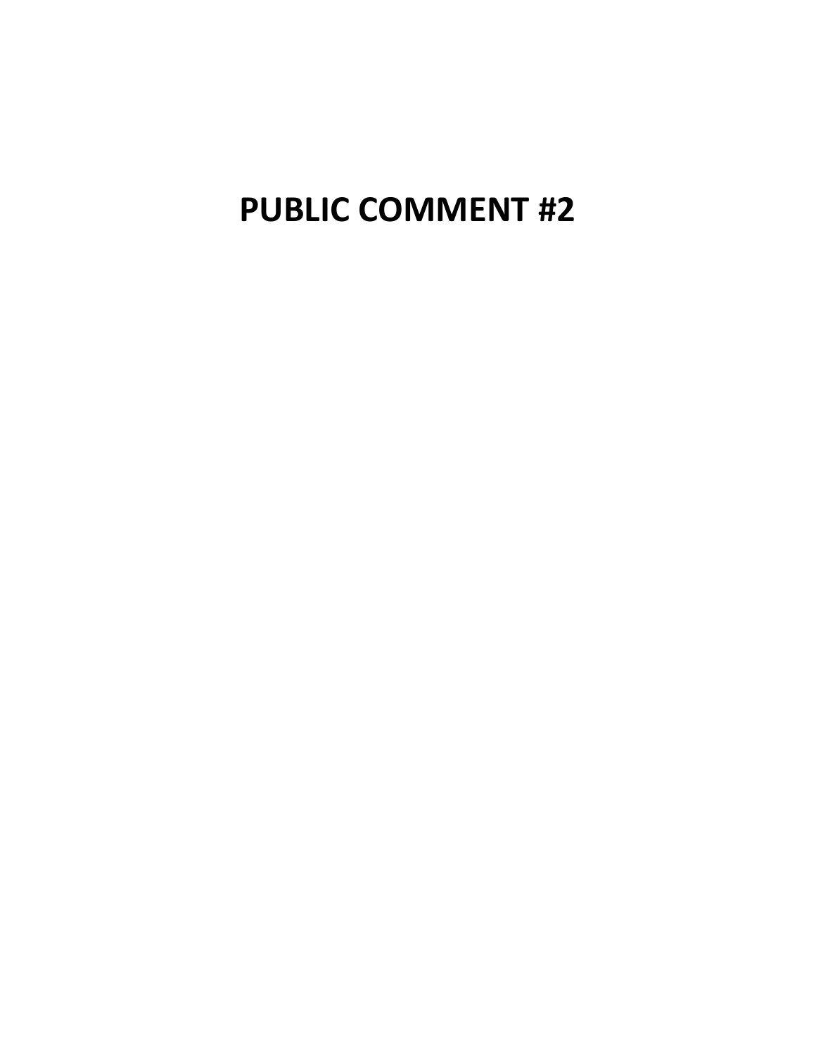# PUBLIC COMMENT #2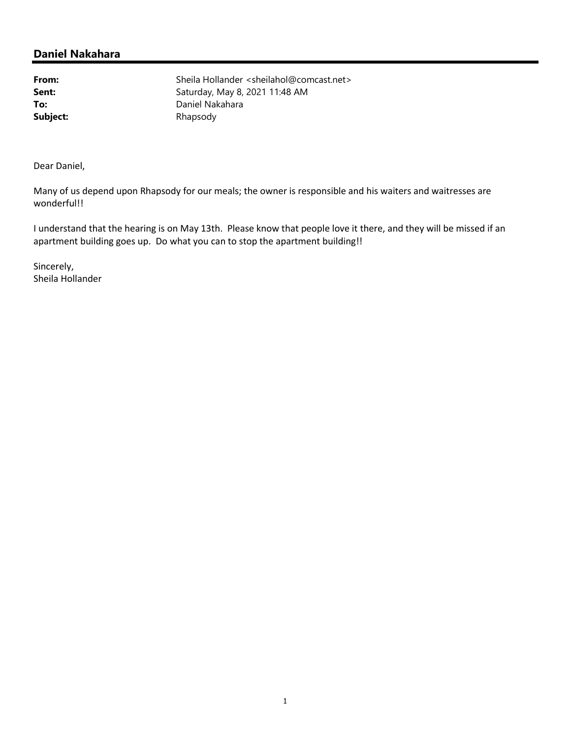## Daniel Nakahara

| | |
|---|---|
| **From:** | Sheila Hollander <sheilahol@comcast.net> |
| **Sent:** | Saturday, May 8, 2021 11:48 AM |
| **To:** | Daniel Nakahara |
| **Subject:** | Rhapsody |

Dear Daniel,

Many of us depend upon Rhapsody for our meals; the owner is responsible and his waiters and waitresses are wonderful!!

I understand that the hearing is on May 13th. Please know that people love it there, and they will be missed if an apartment building goes up. Do what you can to stop the apartment building!!

Sincerely,
Sheila Hollander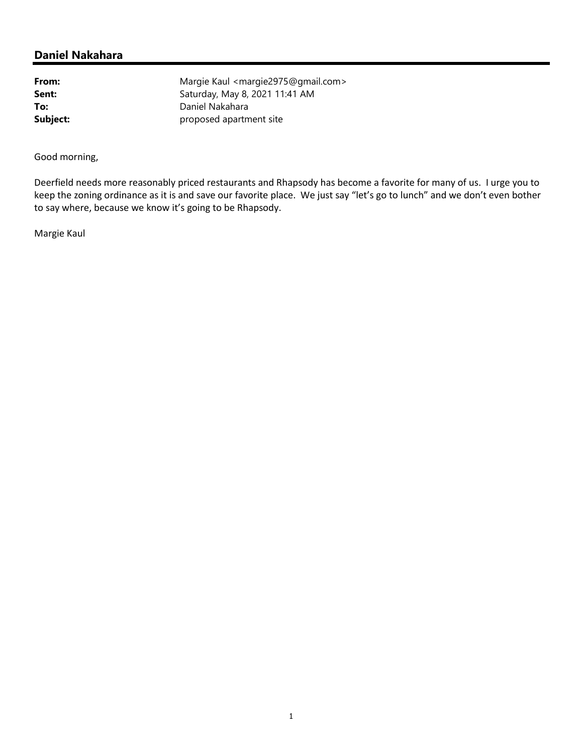## Daniel Nakahara

| | |
|---|---|
| **From:** | Margie Kaul <margie2975@gmail.com> |
| **Sent:** | Saturday, May 8, 2021 11:41 AM |
| **To:** | Daniel Nakahara |
| **Subject:** | proposed apartment site |

Good morning,

Deerfield needs more reasonably priced restaurants and Rhapsody has become a favorite for many of us. I urge you to keep the zoning ordinance as it is and save our favorite place. We just say "let's go to lunch" and we don't even bother to say where, because we know it's going to be Rhapsody.

Margie Kaul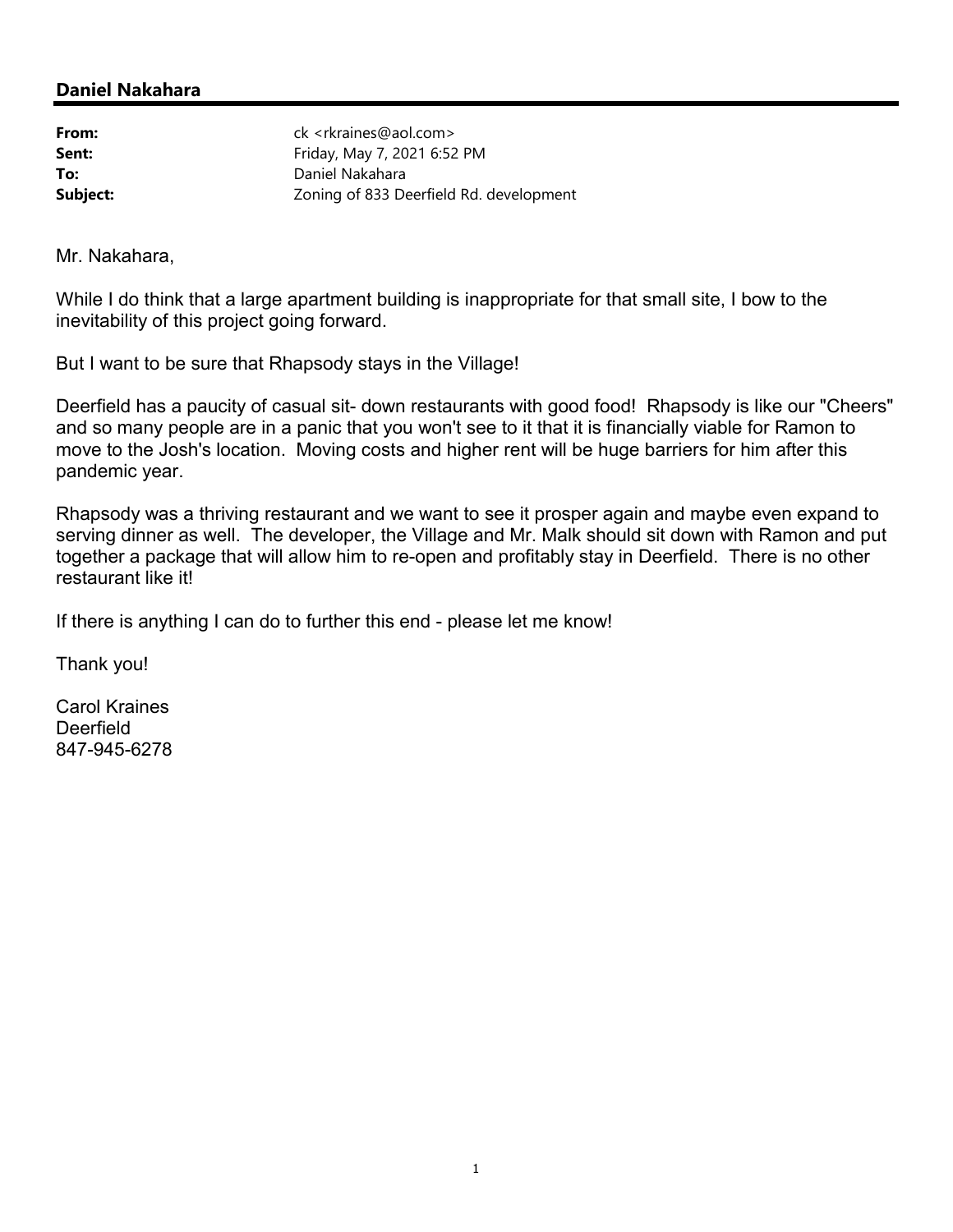**Daniel Nakahara**

| | |
|---|---|
| **From:** | ck <rkraines@aol.com> |
| **Sent:** | Friday, May 7, 2021 6:52 PM |
| **To:** | Daniel Nakahara |
| **Subject:** | Zoning of 833 Deerfield Rd. development |

Mr. Nakahara,

While I do think that a large apartment building is inappropriate for that small site, I bow to the inevitability of this project going forward.

But I want to be sure that Rhapsody stays in the Village!

Deerfield has a paucity of casual sit- down restaurants with good food! Rhapsody is like our "Cheers" and so many people are in a panic that you won't see to it that it is financially viable for Ramon to move to the Josh's location. Moving costs and higher rent will be huge barriers for him after this pandemic year.

Rhapsody was a thriving restaurant and we want to see it prosper again and maybe even expand to serving dinner as well. The developer, the Village and Mr. Malk should sit down with Ramon and put together a package that will allow him to re-open and profitably stay in Deerfield. There is no other restaurant like it!

If there is anything I can do to further this end - please let me know!

Thank you!

Carol Kraines
Deerfield
847-945-6278